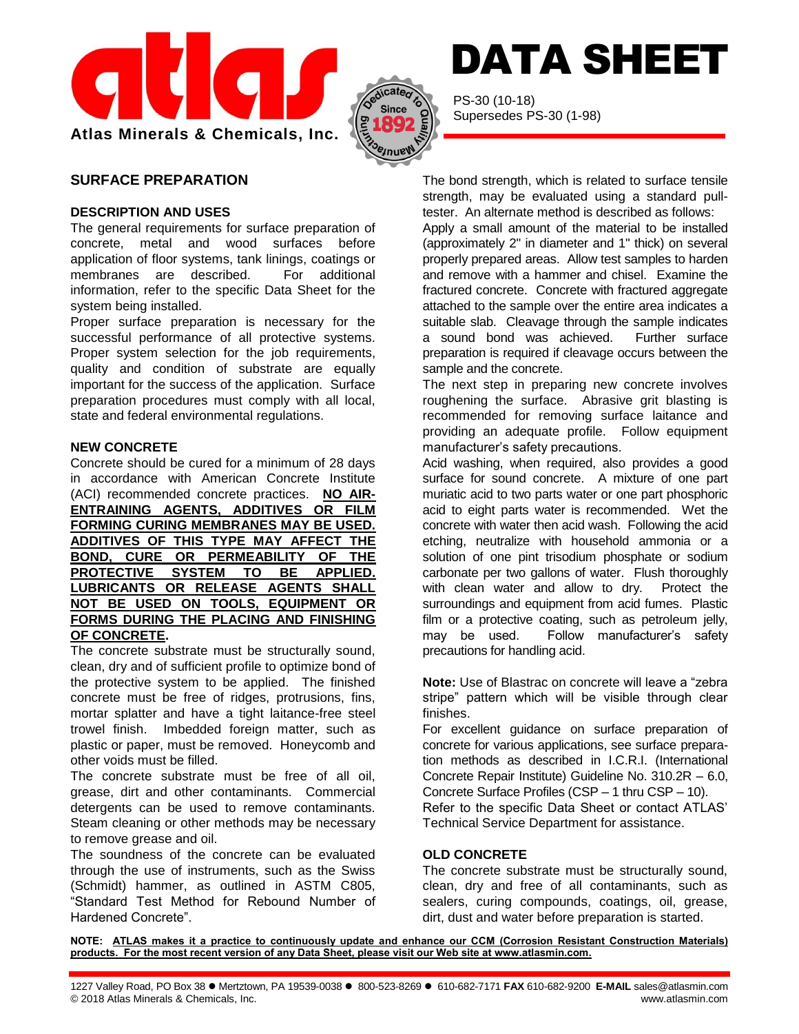# DATA SHEET

PS-30 (10-18)
Supersedes PS-30 (1-98)

**Atlas Minerals & Chemicals, Inc.**

## SURFACE PREPARATION

### DESCRIPTION AND USES

The general requirements for surface preparation of concrete, metal and wood surfaces before application of floor systems, tank linings, coatings or membranes are described. For additional information, refer to the specific Data Sheet for the system being installed.

Proper surface preparation is necessary for the successful performance of all protective systems. Proper system selection for the job requirements, quality and condition of substrate are equally important for the success of the application. Surface preparation procedures must comply with all local, state and federal environmental regulations.

### NEW CONCRETE

Concrete should be cured for a minimum of 28 days in accordance with American Concrete Institute (ACI) recommended concrete practices. **NO AIR-ENTRAINING AGENTS, ADDITIVES OR FILM FORMING CURING MEMBRANES MAY BE USED. ADDITIVES OF THIS TYPE MAY AFFECT THE BOND, CURE OR PERMEABILITY OF THE PROTECTIVE SYSTEM TO BE APPLIED. LUBRICANTS OR RELEASE AGENTS SHALL NOT BE USED ON TOOLS, EQUIPMENT OR FORMS DURING THE PLACING AND FINISHING OF CONCRETE.**

The concrete substrate must be structurally sound, clean, dry and of sufficient profile to optimize bond of the protective system to be applied. The finished concrete must be free of ridges, protrusions, fins, mortar splatter and have a tight laitance-free steel trowel finish. Imbedded foreign matter, such as plastic or paper, must be removed. Honeycomb and other voids must be filled.

The concrete substrate must be free of all oil, grease, dirt and other contaminants. Commercial detergents can be used to remove contaminants. Steam cleaning or other methods may be necessary to remove grease and oil.

The soundness of the concrete can be evaluated through the use of instruments, such as the Swiss (Schmidt) hammer, as outlined in ASTM C805, "Standard Test Method for Rebound Number of Hardened Concrete".

The bond strength, which is related to surface tensile strength, may be evaluated using a standard pull-tester. An alternate method is described as follows:

Apply a small amount of the material to be installed (approximately 2" in diameter and 1" thick) on several properly prepared areas. Allow test samples to harden and remove with a hammer and chisel. Examine the fractured concrete. Concrete with fractured aggregate attached to the sample over the entire area indicates a suitable slab. Cleavage through the sample indicates a sound bond was achieved. Further surface preparation is required if cleavage occurs between the sample and the concrete.

The next step in preparing new concrete involves roughening the surface. Abrasive grit blasting is recommended for removing surface laitance and providing an adequate profile. Follow equipment manufacturer's safety precautions.

Acid washing, when required, also provides a good surface for sound concrete. A mixture of one part muriatic acid to two parts water or one part phosphoric acid to eight parts water is recommended. Wet the concrete with water then acid wash. Following the acid etching, neutralize with household ammonia or a solution of one pint trisodium phosphate or sodium carbonate per two gallons of water. Flush thoroughly with clean water and allow to dry. Protect the surroundings and equipment from acid fumes. Plastic film or a protective coating, such as petroleum jelly, may be used. Follow manufacturer's safety precautions for handling acid.

**Note:** Use of Blastrac on concrete will leave a "zebra stripe" pattern which will be visible through clear finishes.

For excellent guidance on surface preparation of concrete for various applications, see surface preparation methods as described in I.C.R.I. (International Concrete Repair Institute) Guideline No. 310.2R – 6.0, Concrete Surface Profiles (CSP – 1 thru CSP – 10).

Refer to the specific Data Sheet or contact ATLAS' Technical Service Department for assistance.

### OLD CONCRETE

The concrete substrate must be structurally sound, clean, dry and free of all contaminants, such as sealers, curing compounds, coatings, oil, grease, dirt, dust and water before preparation is started.

**NOTE: ATLAS makes it a practice to continuously update and enhance our CCM (Corrosion Resistant Construction Materials) products. For the most recent version of any Data Sheet, please visit our Web site at www.atlasmin.com.**

1227 Valley Road, PO Box 38 ● Mertztown, PA 19539-0038 ● 800-523-8269 ● 610-682-7171 **FAX** 610-682-9200 **E-MAIL** sales@atlasmin.com
© 2018 Atlas Minerals & Chemicals, Inc. www.atlasmin.com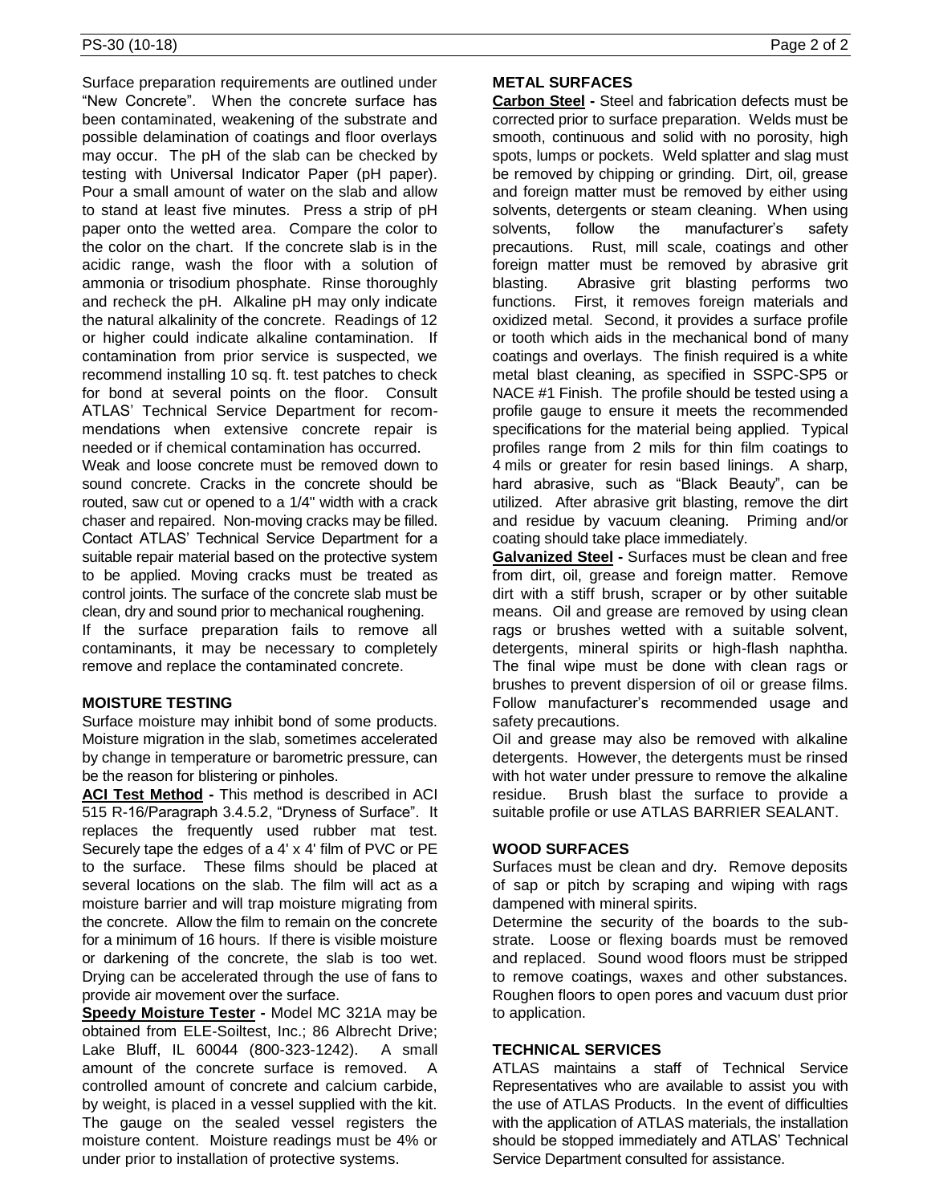Surface preparation requirements are outlined under "New Concrete". When the concrete surface has been contaminated, weakening of the substrate and possible delamination of coatings and floor overlays may occur. The pH of the slab can be checked by testing with Universal Indicator Paper (pH paper). Pour a small amount of water on the slab and allow to stand at least five minutes. Press a strip of pH paper onto the wetted area. Compare the color to the color on the chart. If the concrete slab is in the acidic range, wash the floor with a solution of ammonia or trisodium phosphate. Rinse thoroughly and recheck the pH. Alkaline pH may only indicate the natural alkalinity of the concrete. Readings of 12 or higher could indicate alkaline contamination. If contamination from prior service is suspected, we recommend installing 10 sq. ft. test patches to check for bond at several points on the floor. Consult ATLAS' Technical Service Department for recommendations when extensive concrete repair is needed or if chemical contamination has occurred.

Weak and loose concrete must be removed down to sound concrete. Cracks in the concrete should be routed, saw cut or opened to a 1/4" width with a crack chaser and repaired. Non-moving cracks may be filled. Contact ATLAS' Technical Service Department for a suitable repair material based on the protective system to be applied. Moving cracks must be treated as control joints. The surface of the concrete slab must be clean, dry and sound prior to mechanical roughening.

If the surface preparation fails to remove all contaminants, it may be necessary to completely remove and replace the contaminated concrete.

## MOISTURE TESTING

Surface moisture may inhibit bond of some products. Moisture migration in the slab, sometimes accelerated by change in temperature or barometric pressure, can be the reason for blistering or pinholes.

**ACI Test Method -** This method is described in ACI 515 R-16/Paragraph 3.4.5.2, "Dryness of Surface". It replaces the frequently used rubber mat test. Securely tape the edges of a 4' x 4' film of PVC or PE to the surface. These films should be placed at several locations on the slab. The film will act as a moisture barrier and will trap moisture migrating from the concrete. Allow the film to remain on the concrete for a minimum of 16 hours. If there is visible moisture or darkening of the concrete, the slab is too wet. Drying can be accelerated through the use of fans to provide air movement over the surface.

**Speedy Moisture Tester -** Model MC 321A may be obtained from ELE-Soiltest, Inc.; 86 Albrecht Drive; Lake Bluff, IL 60044 (800-323-1242). A small amount of the concrete surface is removed. A controlled amount of concrete and calcium carbide, by weight, is placed in a vessel supplied with the kit. The gauge on the sealed vessel registers the moisture content. Moisture readings must be 4% or under prior to installation of protective systems.

## METAL SURFACES

**Carbon Steel -** Steel and fabrication defects must be corrected prior to surface preparation. Welds must be smooth, continuous and solid with no porosity, high spots, lumps or pockets. Weld splatter and slag must be removed by chipping or grinding. Dirt, oil, grease and foreign matter must be removed by either using solvents, detergents or steam cleaning. When using solvents, follow the manufacturer's safety precautions. Rust, mill scale, coatings and other foreign matter must be removed by abrasive grit blasting. Abrasive grit blasting performs two functions. First, it removes foreign materials and oxidized metal. Second, it provides a surface profile or tooth which aids in the mechanical bond of many coatings and overlays. The finish required is a white metal blast cleaning, as specified in SSPC-SP5 or NACE #1 Finish. The profile should be tested using a profile gauge to ensure it meets the recommended specifications for the material being applied. Typical profiles range from 2 mils for thin film coatings to 4 mils or greater for resin based linings. A sharp, hard abrasive, such as "Black Beauty", can be utilized. After abrasive grit blasting, remove the dirt and residue by vacuum cleaning. Priming and/or coating should take place immediately.

**Galvanized Steel -** Surfaces must be clean and free from dirt, oil, grease and foreign matter. Remove dirt with a stiff brush, scraper or by other suitable means. Oil and grease are removed by using clean rags or brushes wetted with a suitable solvent, detergents, mineral spirits or high-flash naphtha. The final wipe must be done with clean rags or brushes to prevent dispersion of oil or grease films. Follow manufacturer's recommended usage and safety precautions.

Oil and grease may also be removed with alkaline detergents. However, the detergents must be rinsed with hot water under pressure to remove the alkaline residue. Brush blast the surface to provide a suitable profile or use ATLAS BARRIER SEALANT.

## WOOD SURFACES

Surfaces must be clean and dry. Remove deposits of sap or pitch by scraping and wiping with rags dampened with mineral spirits.

Determine the security of the boards to the substrate. Loose or flexing boards must be removed and replaced. Sound wood floors must be stripped to remove coatings, waxes and other substances. Roughen floors to open pores and vacuum dust prior to application.

## TECHNICAL SERVICES

ATLAS maintains a staff of Technical Service Representatives who are available to assist you with the use of ATLAS Products. In the event of difficulties with the application of ATLAS materials, the installation should be stopped immediately and ATLAS' Technical Service Department consulted for assistance.